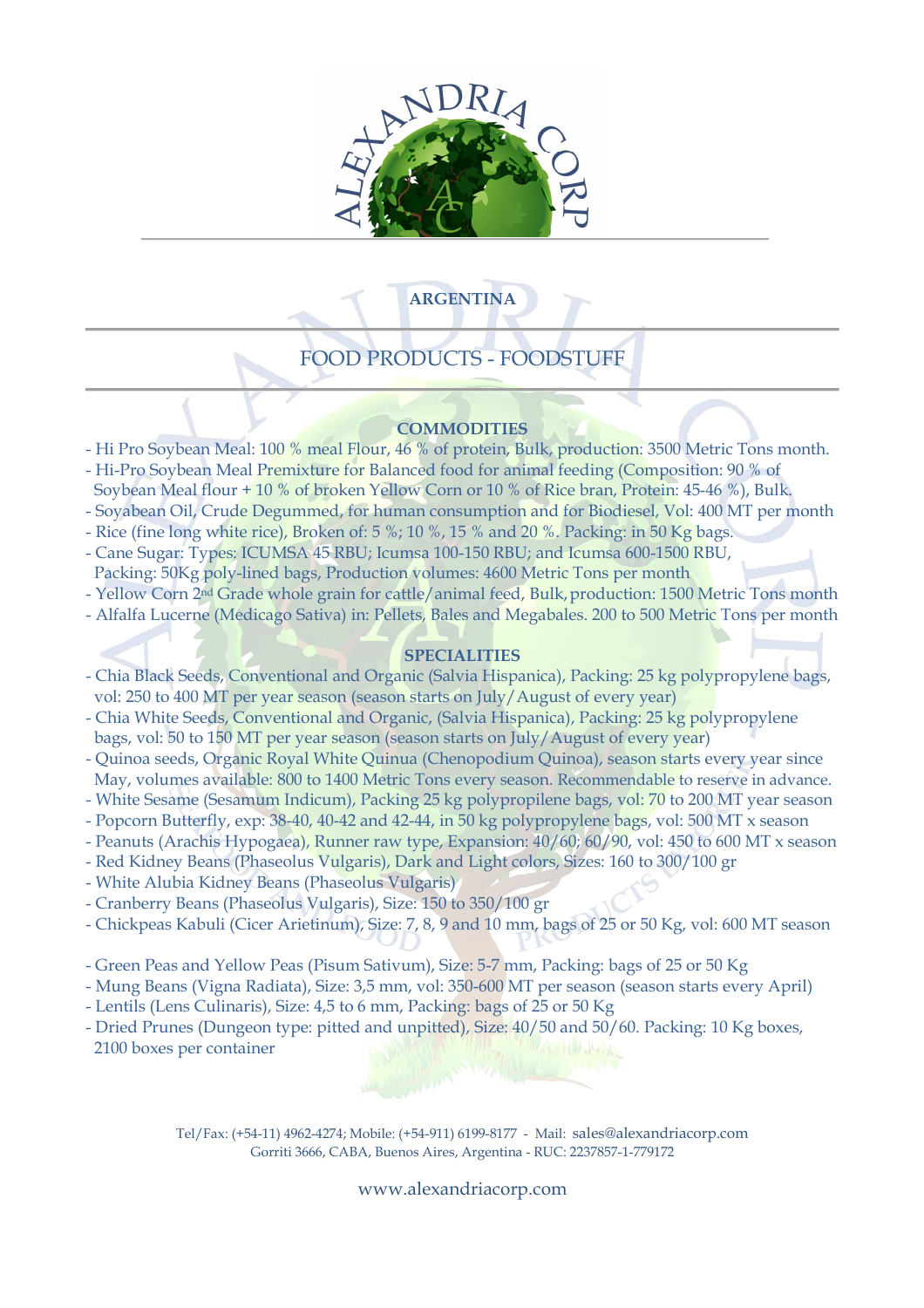ALEXANDRIA CORP

## ARGENTINA

## FOOD PRODUCTS - FOODSTUFF

### COMMODITIES

- Hi Pro Soybean Meal: 100 % meal Flour, 46 % of protein, Bulk, production: 3500 Metric Tons month.
- Hi-Pro Soybean Meal Premixture for Balanced food for animal feeding (Composition: 90 % of Soybean Meal flour + 10 % of broken Yellow Corn or 10 % of Rice bran, Protein: 45-46 %), Bulk.
- Soyabean Oil, Crude Degummed, for human consumption and for Biodiesel, Vol: 400 MT per month
- Rice (fine long white rice), Broken of: 5 %; 10 %, 15 % and 20 %. Packing: in 50 Kg bags.
- Cane Sugar: Types: ICUMSA 45 RBU; Icumsa 100-150 RBU; and Icumsa 600-1500 RBU, Packing: 50Kg poly-lined bags, Production volumes: 4600 Metric Tons per month
- Yellow Corn 2nd Grade whole grain for cattle/animal feed, Bulk, production: 1500 Metric Tons month
- Alfalfa Lucerne (Medicago Sativa) in: Pellets, Bales and Megabales. 200 to 500 Metric Tons per month

### SPECIALITIES

- Chia Black Seeds, Conventional and Organic (Salvia Hispanica), Packing: 25 kg polypropylene bags, vol: 250 to 400 MT per year season (season starts on July/August of every year)
- Chia White Seeds, Conventional and Organic, (Salvia Hispanica), Packing: 25 kg polypropylene bags, vol: 50 to 150 MT per year season (season starts on July/August of every year)
- Quinoa seeds, Organic Royal White Quinua (Chenopodium Quinoa), season starts every year since May, volumes available: 800 to 1400 Metric Tons every season. Recommendable to reserve in advance.
- White Sesame (Sesamum Indicum), Packing 25 kg polypropilene bags, vol: 70 to 200 MT year season
- Popcorn Butterfly, exp: 38-40, 40-42 and 42-44, in 50 kg polypropylene bags, vol: 500 MT x season
- Peanuts (Arachis Hypogaea), Runner raw type, Expansion: 40/60; 60/90, vol: 450 to 600 MT x season
- Red Kidney Beans (Phaseolus Vulgaris), Dark and Light colors, Sizes: 160 to 300/100 gr
- White Alubia Kidney Beans (Phaseolus Vulgaris)
- Cranberry Beans (Phaseolus Vulgaris), Size: 150 to 350/100 gr
- Chickpeas Kabuli (Cicer Arietinum), Size: 7, 8, 9 and 10 mm, bags of 25 or 50 Kg, vol: 600 MT season

- Green Peas and Yellow Peas (Pisum Sativum), Size: 5-7 mm, Packing: bags of 25 or 50 Kg
- Mung Beans (Vigna Radiata), Size: 3,5 mm, vol: 350-600 MT per season (season starts every April)
- Lentils (Lens Culinaris), Size: 4,5 to 6 mm, Packing: bags of 25 or 50 Kg
- Dried Prunes (Dungeon type: pitted and unpitted), Size: 40/50 and 50/60. Packing: 10 Kg boxes, 2100 boxes per container

Tel/Fax: (+54-11) 4962-4274; Mobile: (+54-911) 6199-8177 - Mail: sales@alexandriacorp.com
Gorriti 3666, CABA, Buenos Aires, Argentina - RUC: 2237857-1-779172

www.alexandriacorp.com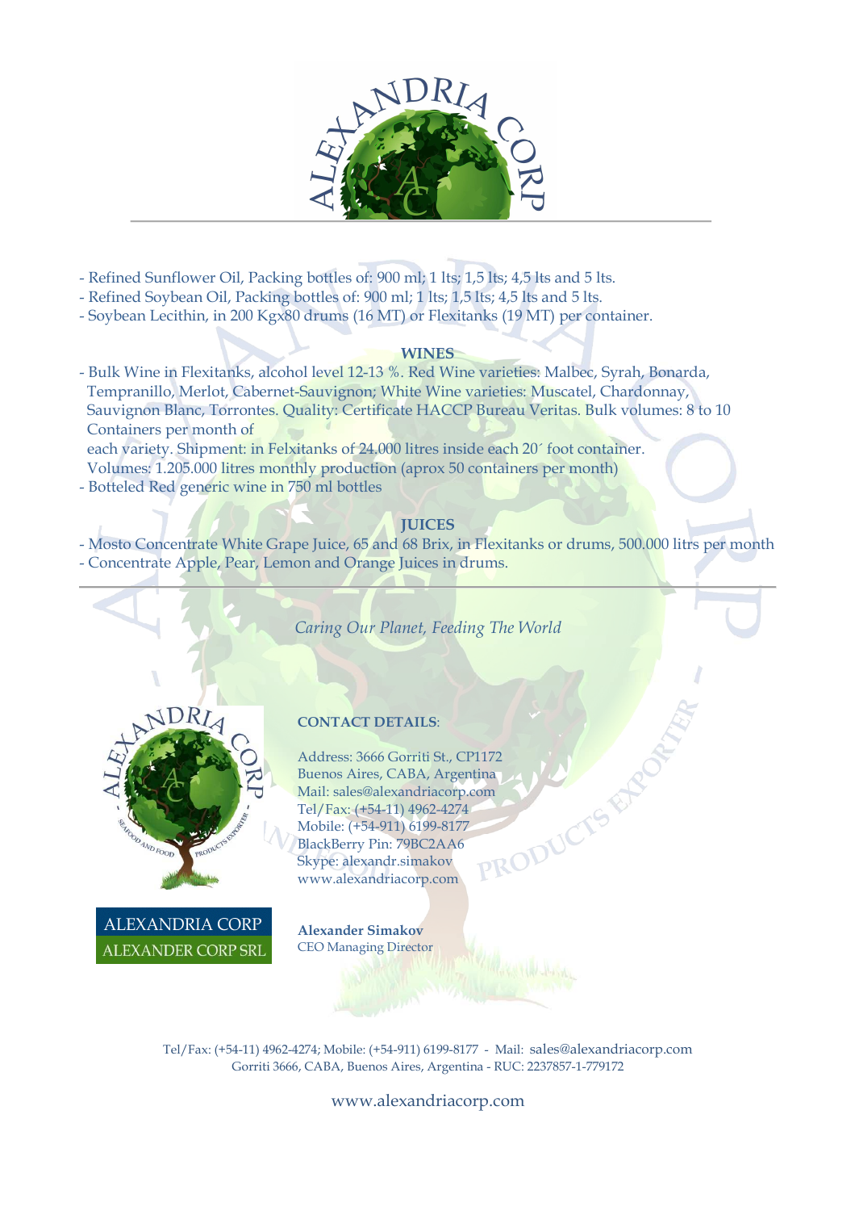- Refined Sunflower Oil, Packing bottles of: 900 ml; 1 lts; 1,5 lts; 4,5 lts and 5 lts.
- Refined Soybean Oil, Packing bottles of: 900 ml; 1 lts; 1,5 lts; 4,5 lts and 5 lts.
- Soybean Lecithin, in 200 Kgx80 drums (16 MT) or Flexitanks (19 MT) per container.

**WINES**

- Bulk Wine in Flexitanks, alcohol level 12-13 %. Red Wine varieties: Malbec, Syrah, Bonarda, Tempranillo, Merlot, Cabernet-Sauvignon; White Wine varieties: Muscatel, Chardonnay, Sauvignon Blanc, Torrontes. Quality: Certificate HACCP Bureau Veritas. Bulk volumes: 8 to 10 Containers per month of
  each variety. Shipment: in Felxitanks of 24.000 litres inside each 20´ foot container.
  Volumes: 1.205.000 litres monthly production (aprox 50 containers per month)
- Botteled Red generic wine in 750 ml bottles

**JUICES**

- Mosto Concentrate White Grape Juice, 65 and 68 Brix, in Flexitanks or drums, 500.000 litrs per month
- Concentrate Apple, Pear, Lemon and Orange Juices in drums.

---

*Caring Our Planet, Feeding The World*

**CONTACT DETAILS**:

Address: 3666 Gorriti St., CP1172
Buenos Aires, CABA, Argentina
Mail: sales@alexandriacorp.com
Tel/Fax: (+54-11) 4962-4274
Mobile: (+54-911) 6199-8177
BlackBerry Pin: 79BC2AA6
Skype: alexandr.simakov
www.alexandriacorp.com

ALEXANDRIA CORP
ALEXANDER CORP SRL

**Alexander Simakov**
CEO Managing Director

Tel/Fax: (+54-11) 4962-4274; Mobile: (+54-911) 6199-8177 - Mail: sales@alexandriacorp.com
Gorriti 3666, CABA, Buenos Aires, Argentina - RUC: 2237857-1-779172

www.alexandriacorp.com